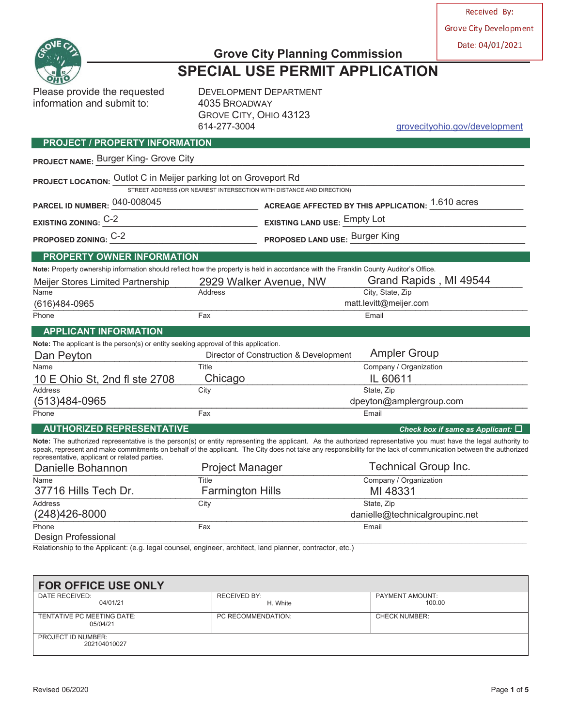Received By:
Grove City Development
Date: 04/01/2021

# Grove City Planning Commission

# SPECIAL USE PERMIT APPLICATION

Please provide the requested information and submit to:

DEVELOPMENT DEPARTMENT
4035 BROADWAY
GROVE CITY, OHIO 43123
614-277-3004

grovecityohio.gov/development

## PROJECT / PROPERTY INFORMATION

**PROJECT NAME:** Burger King- Grove City

**PROJECT LOCATION:** Outlot C in Meijer parking lot on Groveport Rd
STREET ADDRESS (OR NEAREST INTERSECTION WITH DISTANCE AND DIRECTION)

**PARCEL ID NUMBER:** 040-008045 **ACREAGE AFFECTED BY THIS APPLICATION:** 1.610 acres

**EXISTING ZONING:** C-2 **EXISTING LAND USE:** Empty Lot

**PROPOSED ZONING:** C-2 **PROPOSED LAND USE:** Burger King

## PROPERTY OWNER INFORMATION

**Note:** Property ownership information should reflect how the property is held in accordance with the Franklin County Auditor's Office.

| Name | Address | City, State, Zip |
|---|---|---|
| Meijer Stores Limited Partnership | 2929 Walker Avenue, NW | Grand Rapids , MI 49544 |

| Phone | Fax | Email |
|---|---|---|
| (616)484-0965 | | matt.levitt@meijer.com |

## APPLICANT INFORMATION

**Note:** The applicant is the person(s) or entity seeking approval of this application.

| Name | Title | Company / Organization |
|---|---|---|
| Dan Peyton | Director of Construction & Development | Ampler Group |

| Address | City | State, Zip |
|---|---|---|
| 10 E Ohio St, 2nd fl ste 2708 | Chicago | IL 60611 |

| Phone | Fax | Email |
|---|---|---|
| (513)484-0965 | | dpeyton@amplergroup.com |

## AUTHORIZED REPRESENTATIVE

***Check box if same as Applicant:*** ☐

**Note:** The authorized representative is the person(s) or entity representing the applicant. As the authorized representative you must have the legal authority to speak, represent and make commitments on behalf of the applicant. The City does not take any responsibility for the lack of communication between the authorized representative, applicant or related parties.

| Name | Title | Company / Organization |
|---|---|---|
| Danielle Bohannon | Project Manager | Technical Group Inc. |

| Address | City | State, Zip |
|---|---|---|
| 37716 Hills Tech Dr. | Farmington Hills | MI 48331 |

| Phone | Fax | Email |
|---|---|---|
| (248)426-8000 | | danielle@technicalgroupinc.net |

Design Professional
Relationship to the Applicant: (e.g. legal counsel, engineer, architect, land planner, contractor, etc.)

## FOR OFFICE USE ONLY

| DATE RECEIVED: 04/01/21 | RECEIVED BY: H. White | PAYMENT AMOUNT: 100.00 |
|---|---|---|
| TENTATIVE PC MEETING DATE: 05/04/21 | PC RECOMMENDATION: | CHECK NUMBER: |
| PROJECT ID NUMBER: 202104010027 | | |

Revised 06/2020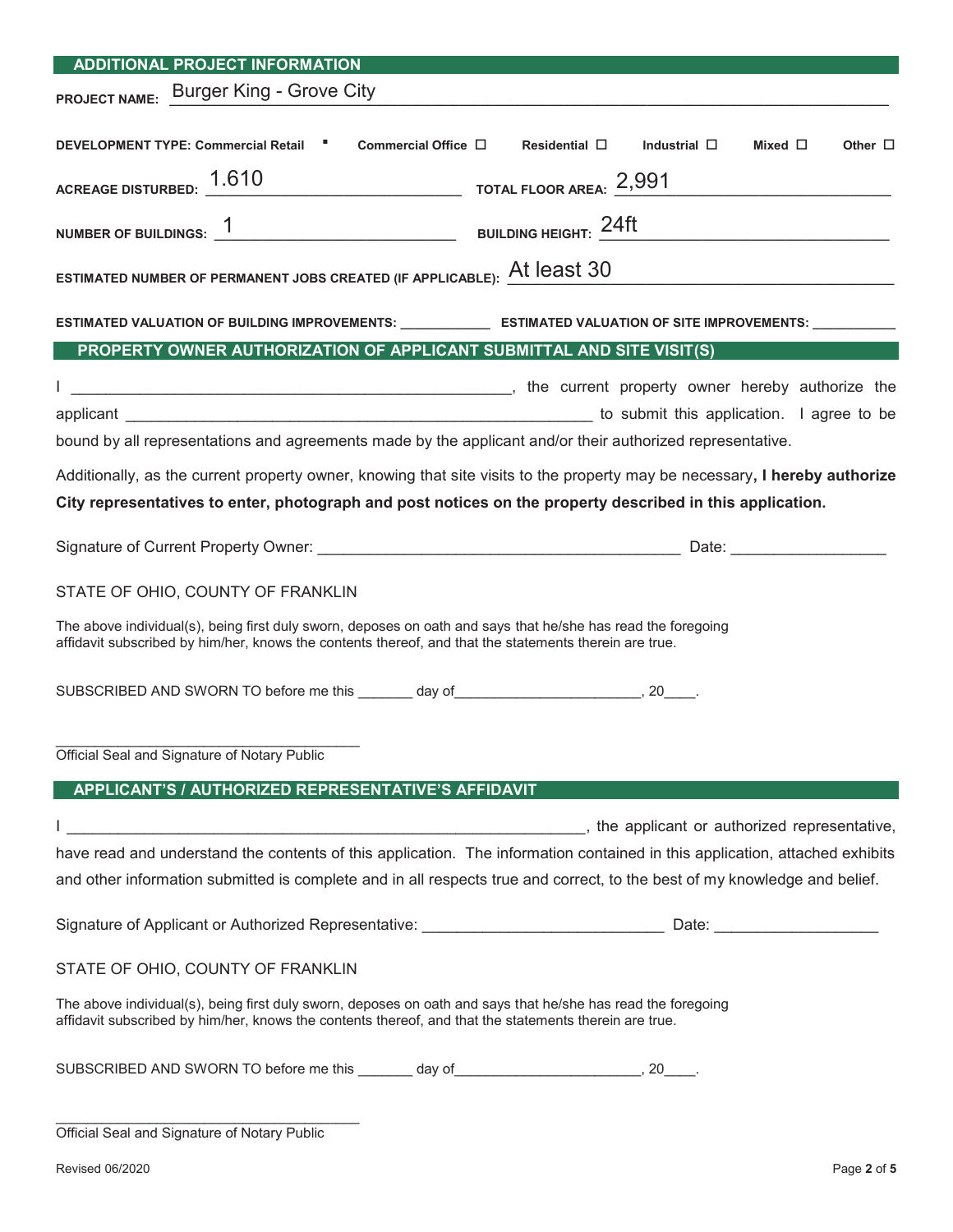## ADDITIONAL PROJECT INFORMATION

**PROJECT NAME:** Burger King - Grove City

**DEVELOPMENT TYPE:** Commercial Retail ▪ Commercial Office ☐ Residential ☐ Industrial ☐ Mixed ☐ Other ☐

**ACREAGE DISTURBED:** 1.610 **TOTAL FLOOR AREA:** 2,991

**NUMBER OF BUILDINGS:** 1 **BUILDING HEIGHT:** 24ft

**ESTIMATED NUMBER OF PERMANENT JOBS CREATED (IF APPLICABLE):** At least 30

**ESTIMATED VALUATION OF BUILDING IMPROVEMENTS:** ____________ **ESTIMATED VALUATION OF SITE IMPROVEMENTS:** ___________

## PROPERTY OWNER AUTHORIZATION OF APPLICANT SUBMITTAL AND SITE VISIT(S)

I ______________________________________________________, the current property owner hereby authorize the applicant __________________________________________________________ to submit this application. I agree to be bound by all representations and agreements made by the applicant and/or their authorized representative.

Additionally, as the current property owner, knowing that site visits to the property may be necessary**, I hereby authorize City representatives to enter, photograph and post notices on the property described in this application.**

Signature of Current Property Owner: _____________________________________________ Date: __________________

STATE OF OHIO, COUNTY OF FRANKLIN

The above individual(s), being first duly sworn, deposes on oath and says that he/she has read the foregoing affidavit subscribed by him/her, knows the contents thereof, and that the statements therein are true.

SUBSCRIBED AND SWORN TO before me this _______ day of________________________, 20____.

_______________________________________
Official Seal and Signature of Notary Public

## APPLICANT'S / AUTHORIZED REPRESENTATIVE'S AFFIDAVIT

I _________________________________________________________________, the applicant or authorized representative, have read and understand the contents of this application. The information contained in this application, attached exhibits and other information submitted is complete and in all respects true and correct, to the best of my knowledge and belief.

Signature of Applicant or Authorized Representative: ____________________________ Date: ___________________

STATE OF OHIO, COUNTY OF FRANKLIN

The above individual(s), being first duly sworn, deposes on oath and says that he/she has read the foregoing affidavit subscribed by him/her, knows the contents thereof, and that the statements therein are true.

SUBSCRIBED AND SWORN TO before me this _______ day of________________________, 20____.

_______________________________________
Official Seal and Signature of Notary Public

Revised 06/2020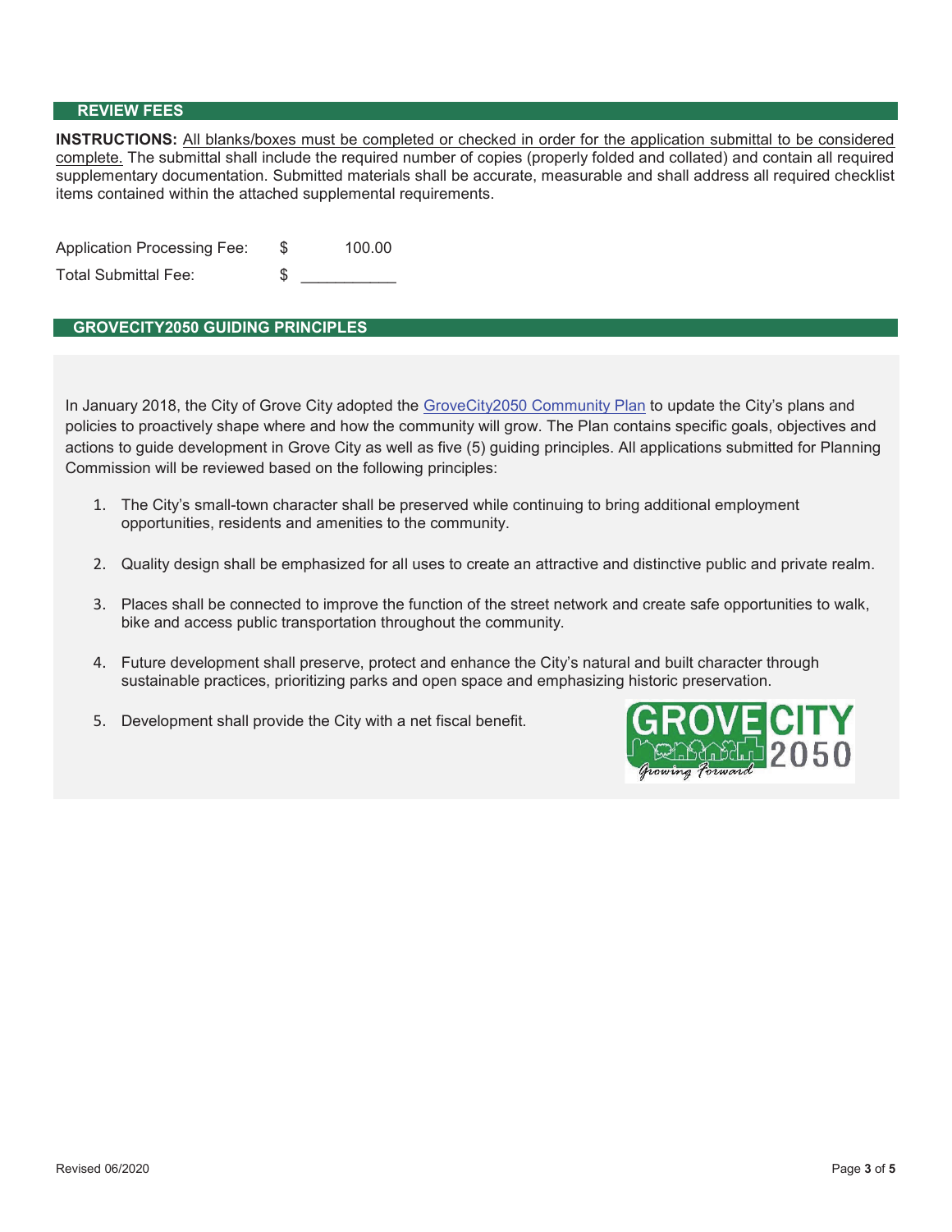## REVIEW FEES

**INSTRUCTIONS:** All blanks/boxes must be completed or checked in order for the application submittal to be considered complete. The submittal shall include the required number of copies (properly folded and collated) and contain all required supplementary documentation. Submitted materials shall be accurate, measurable and shall address all required checklist items contained within the attached supplemental requirements.

Application Processing Fee: $ 100.00

Total Submittal Fee: $ ___________

## GROVECITY2050 GUIDING PRINCIPLES

In January 2018, the City of Grove City adopted the GroveCity2050 Community Plan to update the City's plans and policies to proactively shape where and how the community will grow. The Plan contains specific goals, objectives and actions to guide development in Grove City as well as five (5) guiding principles. All applications submitted for Planning Commission will be reviewed based on the following principles:

1. The City's small-town character shall be preserved while continuing to bring additional employment opportunities, residents and amenities to the community.
2. Quality design shall be emphasized for all uses to create an attractive and distinctive public and private realm.
3. Places shall be connected to improve the function of the street network and create safe opportunities to walk, bike and access public transportation throughout the community.
4. Future development shall preserve, protect and enhance the City's natural and built character through sustainable practices, prioritizing parks and open space and emphasizing historic preservation.
5. Development shall provide the City with a net fiscal benefit.

GROVE CITY 2050 Growing Forward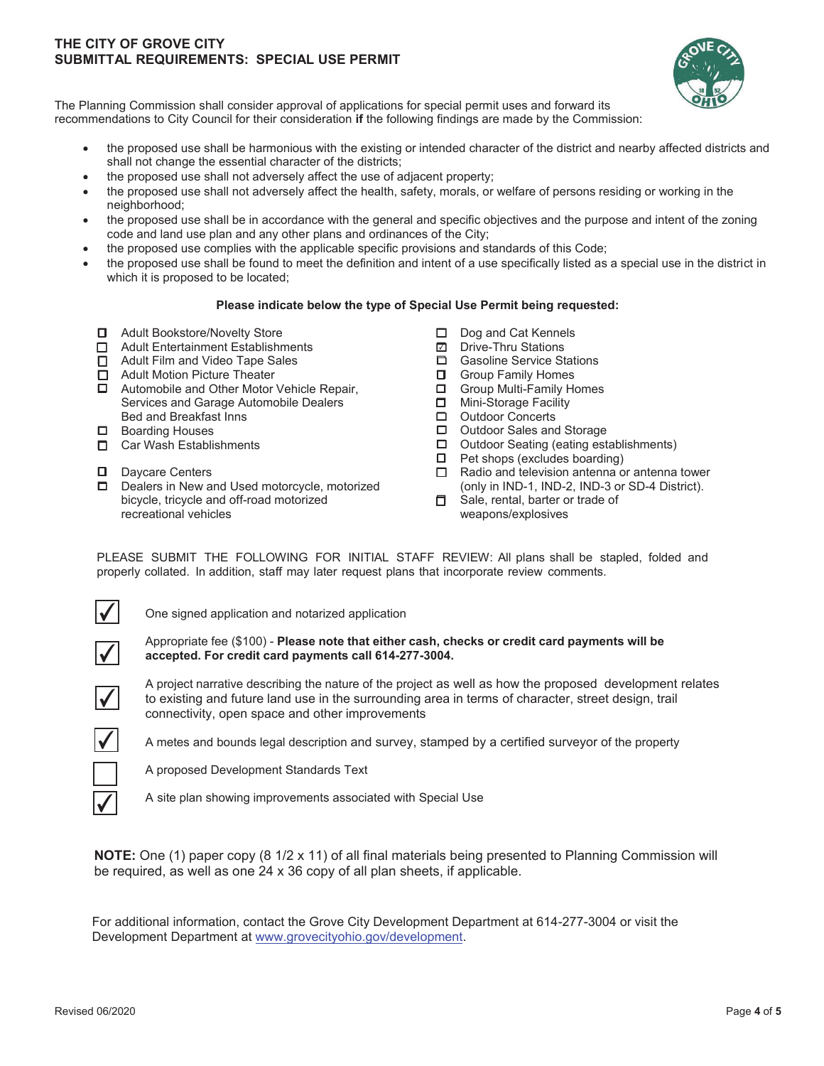# THE CITY OF GROVE CITY
## SUBMITTAL REQUIREMENTS: SPECIAL USE PERMIT

The Planning Commission shall consider approval of applications for special permit uses and forward its recommendations to City Council for their consideration **if** the following findings are made by the Commission:

- the proposed use shall be harmonious with the existing or intended character of the district and nearby affected districts and shall not change the essential character of the districts;
- the proposed use shall not adversely affect the use of adjacent property;
- the proposed use shall not adversely affect the health, safety, morals, or welfare of persons residing or working in the neighborhood;
- the proposed use shall be in accordance with the general and specific objectives and the purpose and intent of the zoning code and land use plan and any other plans and ordinances of the City;
- the proposed use complies with the applicable specific provisions and standards of this Code;
- the proposed use shall be found to meet the definition and intent of a use specifically listed as a special use in the district in which it is proposed to be located;

**Please indicate below the type of Special Use Permit being requested:**

- ☐ Adult Bookstore/Novelty Store
- ☐ Adult Entertainment Establishments
- ☐ Adult Film and Video Tape Sales
- ☐ Adult Motion Picture Theater
- ☐ Automobile and Other Motor Vehicle Repair, Services and Garage Automobile Dealers Bed and Breakfast Inns
- ☐ Boarding Houses
- ☐ Car Wash Establishments
- ☐ Daycare Centers
- ☐ Dealers in New and Used motorcycle, motorized bicycle, tricycle and off-road motorized recreational vehicles
- ☐ Dog and Cat Kennels
- ☑ Drive-Thru Stations
- ☐ Gasoline Service Stations
- ☐ Group Family Homes
- ☐ Group Multi-Family Homes
- ☐ Mini-Storage Facility
- ☐ Outdoor Concerts
- ☐ Outdoor Sales and Storage
- ☐ Outdoor Seating (eating establishments)
- ☐ Pet shops (excludes boarding)
- ☐ Radio and television antenna or antenna tower (only in IND-1, IND-2, IND-3 or SD-4 District).
- ☐ Sale, rental, barter or trade of weapons/explosives

PLEASE SUBMIT THE FOLLOWING FOR INITIAL STAFF REVIEW: All plans shall be stapled, folded and properly collated. In addition, staff may later request plans that incorporate review comments.

- ☑ One signed application and notarized application
- ☑ Appropriate fee ($100) - **Please note that either cash, checks or credit card payments will be accepted. For credit card payments call 614-277-3004.**
- ☑ A project narrative describing the nature of the project as well as how the proposed development relates to existing and future land use in the surrounding area in terms of character, street design, trail connectivity, open space and other improvements
- ☑ A metes and bounds legal description and survey, stamped by a certified surveyor of the property
- ☐ A proposed Development Standards Text
- ☑ A site plan showing improvements associated with Special Use

**NOTE:** One (1) paper copy (8 1/2 x 11) of all final materials being presented to Planning Commission will be required, as well as one 24 x 36 copy of all plan sheets, if applicable.

For additional information, contact the Grove City Development Department at 614-277-3004 or visit the Development Department at [www.grovecityohio.gov/development](http://www.grovecityohio.gov/development).

Revised 06/2020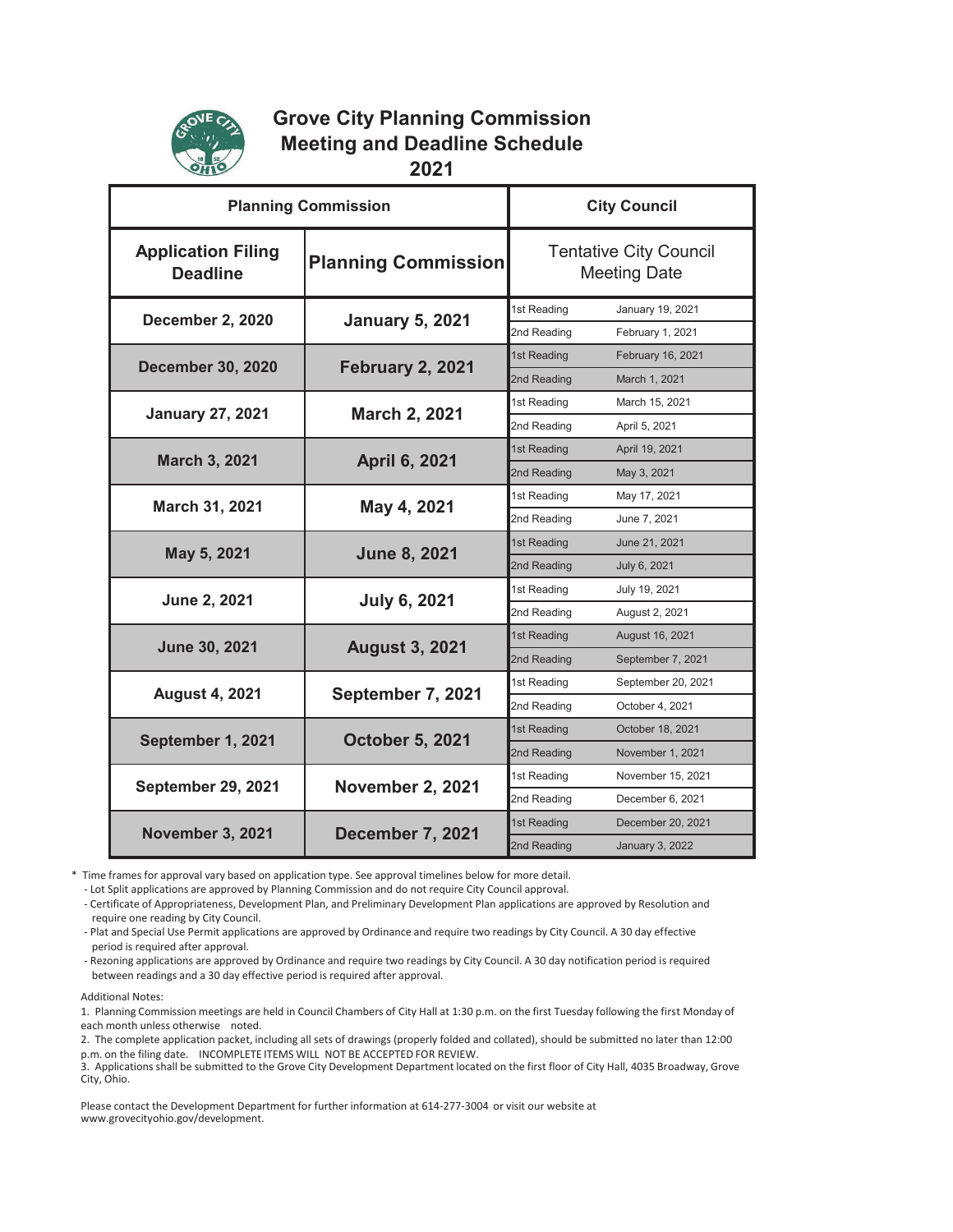# Grove City Planning Commission Meeting and Deadline Schedule 2021

| Planning Commission | | City Council | |
|---|---|---|---|
| **Application Filing Deadline** | **Planning Commission** | Tentative City Council Meeting Date | |
| **December 2, 2020** | **January 5, 2021** | 1st Reading | January 19, 2021 |
| | | 2nd Reading | February 1, 2021 |
| **December 30, 2020** | **February 2, 2021** | 1st Reading | February 16, 2021 |
| | | 2nd Reading | March 1, 2021 |
| **January 27, 2021** | **March 2, 2021** | 1st Reading | March 15, 2021 |
| | | 2nd Reading | April 5, 2021 |
| **March 3, 2021** | **April 6, 2021** | 1st Reading | April 19, 2021 |
| | | 2nd Reading | May 3, 2021 |
| **March 31, 2021** | **May 4, 2021** | 1st Reading | May 17, 2021 |
| | | 2nd Reading | June 7, 2021 |
| **May 5, 2021** | **June 8, 2021** | 1st Reading | June 21, 2021 |
| | | 2nd Reading | July 6, 2021 |
| **June 2, 2021** | **July 6, 2021** | 1st Reading | July 19, 2021 |
| | | 2nd Reading | August 2, 2021 |
| **June 30, 2021** | **August 3, 2021** | 1st Reading | August 16, 2021 |
| | | 2nd Reading | September 7, 2021 |
| **August 4, 2021** | **September 7, 2021** | 1st Reading | September 20, 2021 |
| | | 2nd Reading | October 4, 2021 |
| **September 1, 2021** | **October 5, 2021** | 1st Reading | October 18, 2021 |
| | | 2nd Reading | November 1, 2021 |
| **September 29, 2021** | **November 2, 2021** | 1st Reading | November 15, 2021 |
| | | 2nd Reading | December 6, 2021 |
| **November 3, 2021** | **December 7, 2021** | 1st Reading | December 20, 2021 |
| | | 2nd Reading | January 3, 2022 |

\* Time frames for approval vary based on application type. See approval timelines below for more detail.

- Lot Split applications are approved by Planning Commission and do not require City Council approval.
- Certificate of Appropriateness, Development Plan, and Preliminary Development Plan applications are approved by Resolution and require one reading by City Council.
- Plat and Special Use Permit applications are approved by Ordinance and require two readings by City Council. A 30 day effective period is required after approval.
- Rezoning applications are approved by Ordinance and require two readings by City Council. A 30 day notification period is required between readings and a 30 day effective period is required after approval.

Additional Notes:

1. Planning Commission meetings are held in Council Chambers of City Hall at 1:30 p.m. on the first Tuesday following the first Monday of each month unless otherwise noted.
2. The complete application packet, including all sets of drawings (properly folded and collated), should be submitted no later than 12:00 p.m. on the filing date. INCOMPLETE ITEMS WILL NOT BE ACCEPTED FOR REVIEW.
3. Applications shall be submitted to the Grove City Development Department located on the first floor of City Hall, 4035 Broadway, Grove City, Ohio.

Please contact the Development Department for further information at 614-277-3004 or visit our website at www.grovecityohio.gov/development.